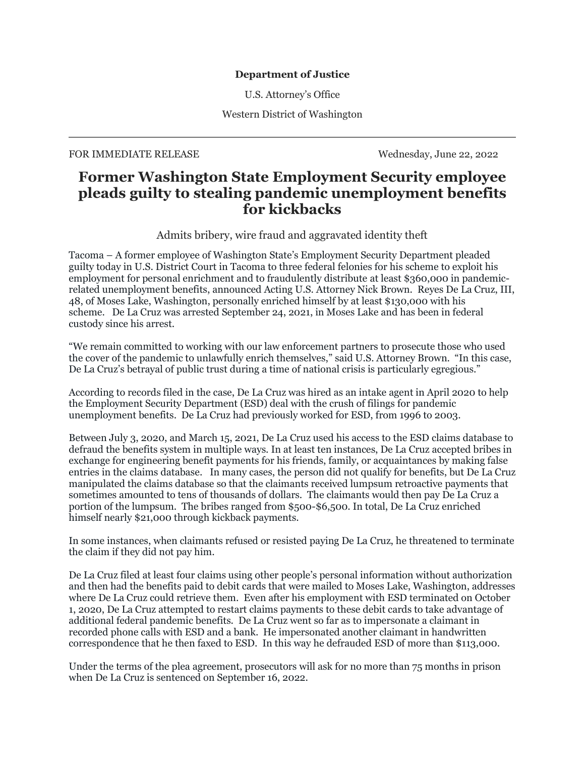**Department of Justice**

U.S. Attorney's Office

Western District of Washington

---

FOR IMMEDIATE RELEASE Wednesday, June 22, 2022

# Former Washington State Employment Security employee pleads guilty to stealing pandemic unemployment benefits for kickbacks

Admits bribery, wire fraud and aggravated identity theft

Tacoma – A former employee of Washington State's Employment Security Department pleaded guilty today in U.S. District Court in Tacoma to three federal felonies for his scheme to exploit his employment for personal enrichment and to fraudulently distribute at least $360,000 in pandemic-related unemployment benefits, announced Acting U.S. Attorney Nick Brown. Reyes De La Cruz, III, 48, of Moses Lake, Washington, personally enriched himself by at least $130,000 with his scheme. De La Cruz was arrested September 24, 2021, in Moses Lake and has been in federal custody since his arrest.

"We remain committed to working with our law enforcement partners to prosecute those who used the cover of the pandemic to unlawfully enrich themselves," said U.S. Attorney Brown. "In this case, De La Cruz's betrayal of public trust during a time of national crisis is particularly egregious."

According to records filed in the case, De La Cruz was hired as an intake agent in April 2020 to help the Employment Security Department (ESD) deal with the crush of filings for pandemic unemployment benefits. De La Cruz had previously worked for ESD, from 1996 to 2003.

Between July 3, 2020, and March 15, 2021, De La Cruz used his access to the ESD claims database to defraud the benefits system in multiple ways. In at least ten instances, De La Cruz accepted bribes in exchange for engineering benefit payments for his friends, family, or acquaintances by making false entries in the claims database. In many cases, the person did not qualify for benefits, but De La Cruz manipulated the claims database so that the claimants received lumpsum retroactive payments that sometimes amounted to tens of thousands of dollars. The claimants would then pay De La Cruz a portion of the lumpsum. The bribes ranged from $500-$6,500. In total, De La Cruz enriched himself nearly $21,000 through kickback payments.

In some instances, when claimants refused or resisted paying De La Cruz, he threatened to terminate the claim if they did not pay him.

De La Cruz filed at least four claims using other people's personal information without authorization and then had the benefits paid to debit cards that were mailed to Moses Lake, Washington, addresses where De La Cruz could retrieve them. Even after his employment with ESD terminated on October 1, 2020, De La Cruz attempted to restart claims payments to these debit cards to take advantage of additional federal pandemic benefits. De La Cruz went so far as to impersonate a claimant in recorded phone calls with ESD and a bank. He impersonated another claimant in handwritten correspondence that he then faxed to ESD. In this way he defrauded ESD of more than $113,000.

Under the terms of the plea agreement, prosecutors will ask for no more than 75 months in prison when De La Cruz is sentenced on September 16, 2022.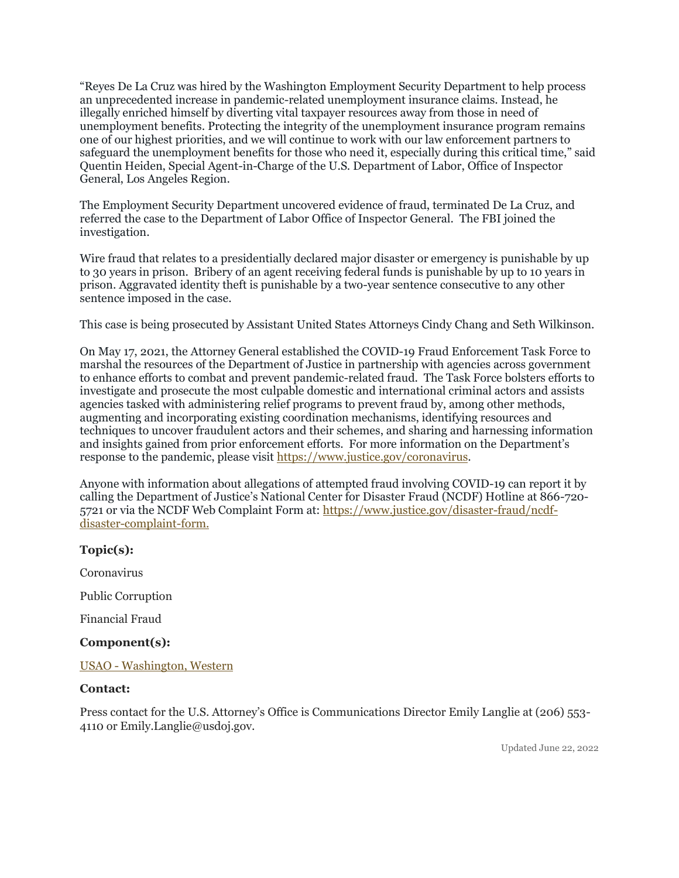"Reyes De La Cruz was hired by the Washington Employment Security Department to help process an unprecedented increase in pandemic-related unemployment insurance claims. Instead, he illegally enriched himself by diverting vital taxpayer resources away from those in need of unemployment benefits. Protecting the integrity of the unemployment insurance program remains one of our highest priorities, and we will continue to work with our law enforcement partners to safeguard the unemployment benefits for those who need it, especially during this critical time," said Quentin Heiden, Special Agent-in-Charge of the U.S. Department of Labor, Office of Inspector General, Los Angeles Region.

The Employment Security Department uncovered evidence of fraud, terminated De La Cruz, and referred the case to the Department of Labor Office of Inspector General. The FBI joined the investigation.

Wire fraud that relates to a presidentially declared major disaster or emergency is punishable by up to 30 years in prison. Bribery of an agent receiving federal funds is punishable by up to 10 years in prison. Aggravated identity theft is punishable by a two-year sentence consecutive to any other sentence imposed in the case.

This case is being prosecuted by Assistant United States Attorneys Cindy Chang and Seth Wilkinson.

On May 17, 2021, the Attorney General established the COVID-19 Fraud Enforcement Task Force to marshal the resources of the Department of Justice in partnership with agencies across government to enhance efforts to combat and prevent pandemic-related fraud. The Task Force bolsters efforts to investigate and prosecute the most culpable domestic and international criminal actors and assists agencies tasked with administering relief programs to prevent fraud by, among other methods, augmenting and incorporating existing coordination mechanisms, identifying resources and techniques to uncover fraudulent actors and their schemes, and sharing and harnessing information and insights gained from prior enforcement efforts. For more information on the Department's response to the pandemic, please visit [https://www.justice.gov/coronavirus](https://www.justice.gov/coronavirus).

Anyone with information about allegations of attempted fraud involving COVID-19 can report it by calling the Department of Justice's National Center for Disaster Fraud (NCDF) Hotline at 866-720-5721 or via the NCDF Web Complaint Form at: [https://www.justice.gov/disaster-fraud/ncdf-disaster-complaint-form.](https://www.justice.gov/disaster-fraud/ncdf-disaster-complaint-form)

**Topic(s):**

Coronavirus

Public Corruption

Financial Fraud

**Component(s):**

USAO - Washington, Western

**Contact:**

Press contact for the U.S. Attorney's Office is Communications Director Emily Langlie at (206) 553-4110 or Emily.Langlie@usdoj.gov.

Updated June 22, 2022